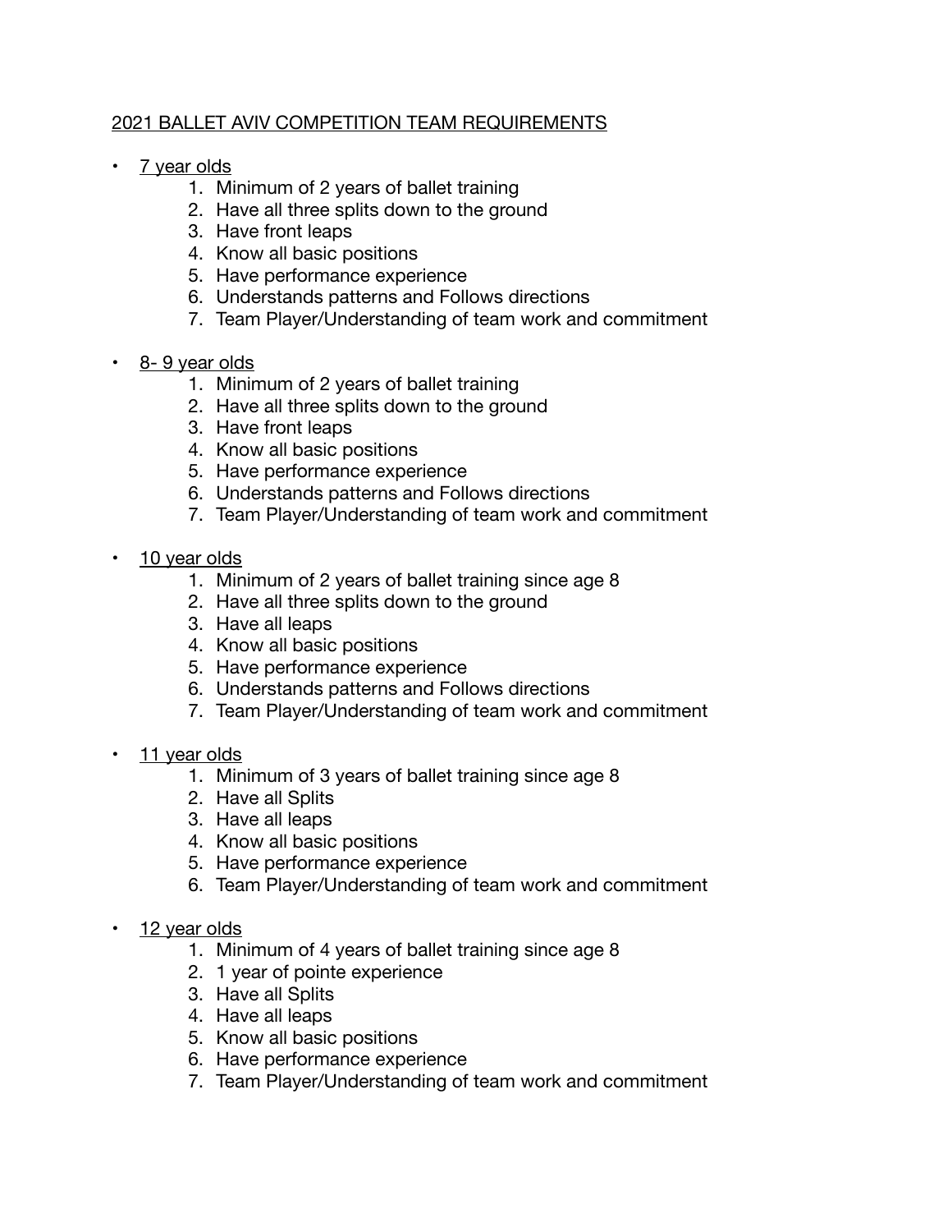# 2021 BALLET AVIV COMPETITION TEAM REQUIREMENTS

- 7 year olds
  1. Minimum of 2 years of ballet training
  2. Have all three splits down to the ground
  3. Have front leaps
  4. Know all basic positions
  5. Have performance experience
  6. Understands patterns and Follows directions
  7. Team Player/Understanding of team work and commitment

- 8- 9 year olds
  1. Minimum of 2 years of ballet training
  2. Have all three splits down to the ground
  3. Have front leaps
  4. Know all basic positions
  5. Have performance experience
  6. Understands patterns and Follows directions
  7. Team Player/Understanding of team work and commitment

- 10 year olds
  1. Minimum of 2 years of ballet training since age 8
  2. Have all three splits down to the ground
  3. Have all leaps
  4. Know all basic positions
  5. Have performance experience
  6. Understands patterns and Follows directions
  7. Team Player/Understanding of team work and commitment

- 11 year olds
  1. Minimum of 3 years of ballet training since age 8
  2. Have all Splits
  3. Have all leaps
  4. Know all basic positions
  5. Have performance experience
  6. Team Player/Understanding of team work and commitment

- 12 year olds
  1. Minimum of 4 years of ballet training since age 8
  2. 1 year of pointe experience
  3. Have all Splits
  4. Have all leaps
  5. Know all basic positions
  6. Have performance experience
  7. Team Player/Understanding of team work and commitment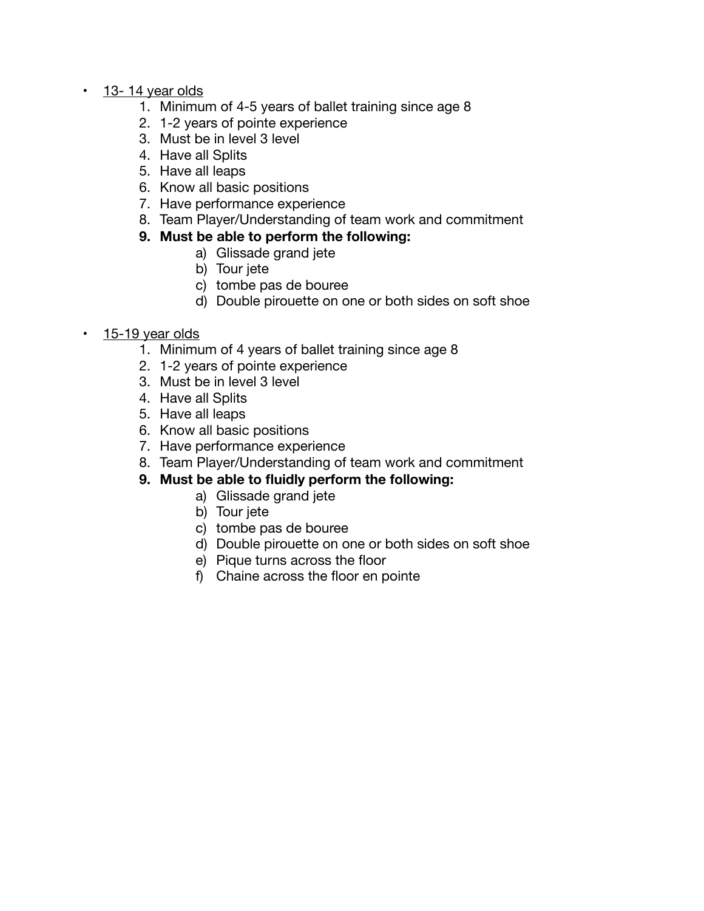- <u>13- 14 year olds</u>
    1. Minimum of 4-5 years of ballet training since age 8
    2. 1-2 years of pointe experience
    3. Must be in level 3 level
    4. Have all Splits
    5. Have all leaps
    6. Know all basic positions
    7. Have performance experience
    8. Team Player/Understanding of team work and commitment
    9. **Must be able to perform the following:**
        a) Glissade grand jete
        b) Tour jete
        c) tombe pas de bouree
        d) Double pirouette on one or both sides on soft shoe

- <u>15-19 year olds</u>
    1. Minimum of 4 years of ballet training since age 8
    2. 1-2 years of pointe experience
    3. Must be in level 3 level
    4. Have all Splits
    5. Have all leaps
    6. Know all basic positions
    7. Have performance experience
    8. Team Player/Understanding of team work and commitment
    9. **Must be able to fluidly perform the following:**
        a) Glissade grand jete
        b) Tour jete
        c) tombe pas de bouree
        d) Double pirouette on one or both sides on soft shoe
        e) Pique turns across the floor
        f) Chaine across the floor en pointe